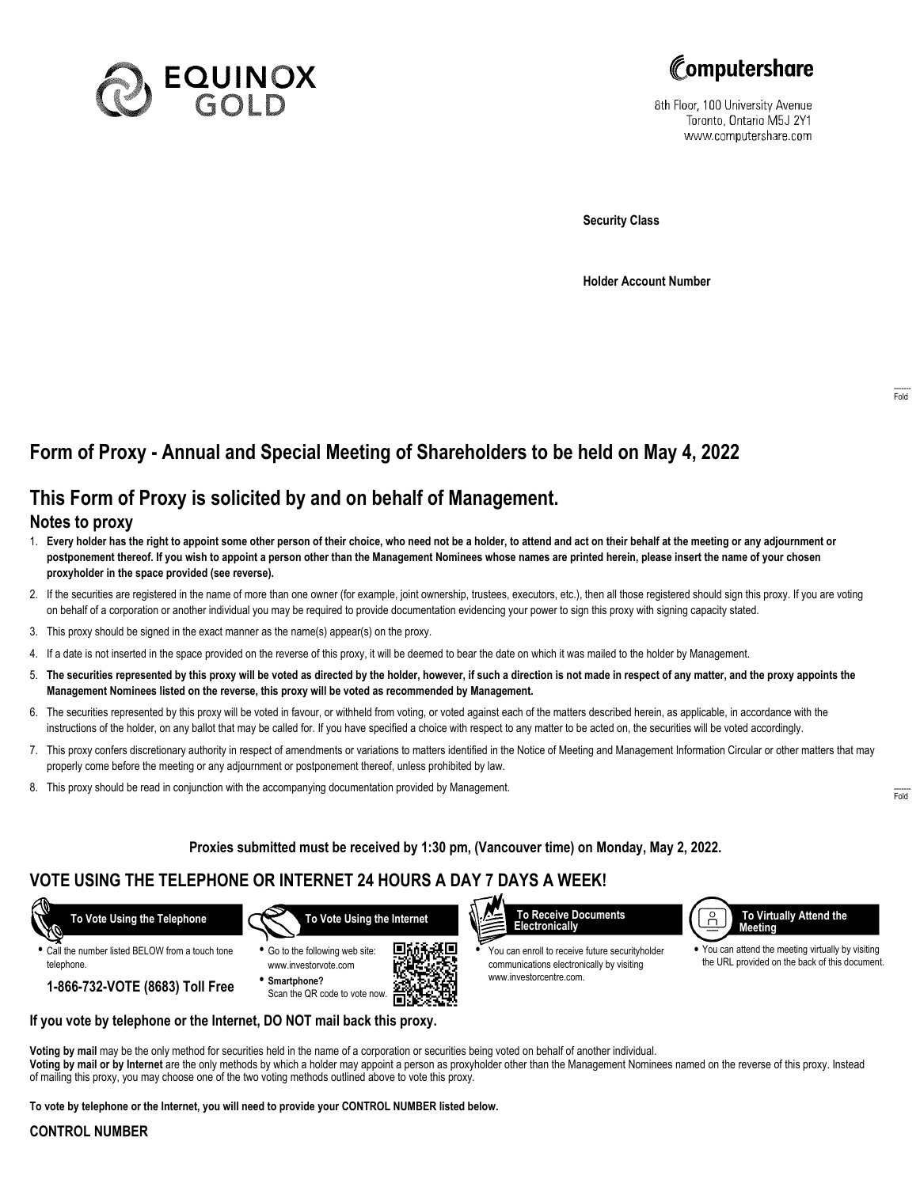EQUINOX GOLD

Computershare

8th Floor, 100 University Avenue
Toronto, Ontario M5J 2Y1
www.computershare.com

**Security Class**

**Holder Account Number**

# Form of Proxy - Annual and Special Meeting of Shareholders to be held on May 4, 2022

## This Form of Proxy is solicited by and on behalf of Management.

### Notes to proxy

1. **Every holder has the right to appoint some other person of their choice, who need not be a holder, to attend and act on their behalf at the meeting or any adjournment or postponement thereof. If you wish to appoint a person other than the Management Nominees whose names are printed herein, please insert the name of your chosen proxyholder in the space provided (see reverse).**
2. If the securities are registered in the name of more than one owner (for example, joint ownership, trustees, executors, etc.), then all those registered should sign this proxy. If you are voting on behalf of a corporation or another individual you may be required to provide documentation evidencing your power to sign this proxy with signing capacity stated.
3. This proxy should be signed in the exact manner as the name(s) appear(s) on the proxy.
4. If a date is not inserted in the space provided on the reverse of this proxy, it will be deemed to bear the date on which it was mailed to the holder by Management.
5. **The securities represented by this proxy will be voted as directed by the holder, however, if such a direction is not made in respect of any matter, and the proxy appoints the Management Nominees listed on the reverse, this proxy will be voted as recommended by Management.**
6. The securities represented by this proxy will be voted in favour, or withheld from voting, or voted against each of the matters described herein, as applicable, in accordance with the instructions of the holder, on any ballot that may be called for. If you have specified a choice with respect to any matter to be acted on, the securities will be voted accordingly.
7. This proxy confers discretionary authority in respect of amendments or variations to matters identified in the Notice of Meeting and Management Information Circular or other matters that may properly come before the meeting or any adjournment or postponement thereof, unless prohibited by law.
8. This proxy should be read in conjunction with the accompanying documentation provided by Management.

**Proxies submitted must be received by 1:30 pm, (Vancouver time) on Monday, May 2, 2022.**

## VOTE USING THE TELEPHONE OR INTERNET 24 HOURS A DAY 7 DAYS A WEEK!

**To Vote Using the Telephone**

- Call the number listed BELOW from a touch tone telephone.

**1-866-732-VOTE (8683) Toll Free**

**To Vote Using the Internet**

- Go to the following web site: www.investorvote.com
- **Smartphone?** Scan the QR code to vote now.

**To Receive Documents Electronically**

- You can enroll to receive future securityholder communications electronically by visiting www.investorcentre.com.

**To Virtually Attend the Meeting**

- You can attend the meeting virtually by visiting the URL provided on the back of this document.

**If you vote by telephone or the Internet, DO NOT mail back this proxy.**

**Voting by mail** may be the only method for securities held in the name of a corporation or securities being voted on behalf of another individual.
**Voting by mail or by Internet** are the only methods by which a holder may appoint a person as proxyholder other than the Management Nominees named on the reverse of this proxy. Instead of mailing this proxy, you may choose one of the two voting methods outlined above to vote this proxy.

**To vote by telephone or the Internet, you will need to provide your CONTROL NUMBER listed below.**

**CONTROL NUMBER**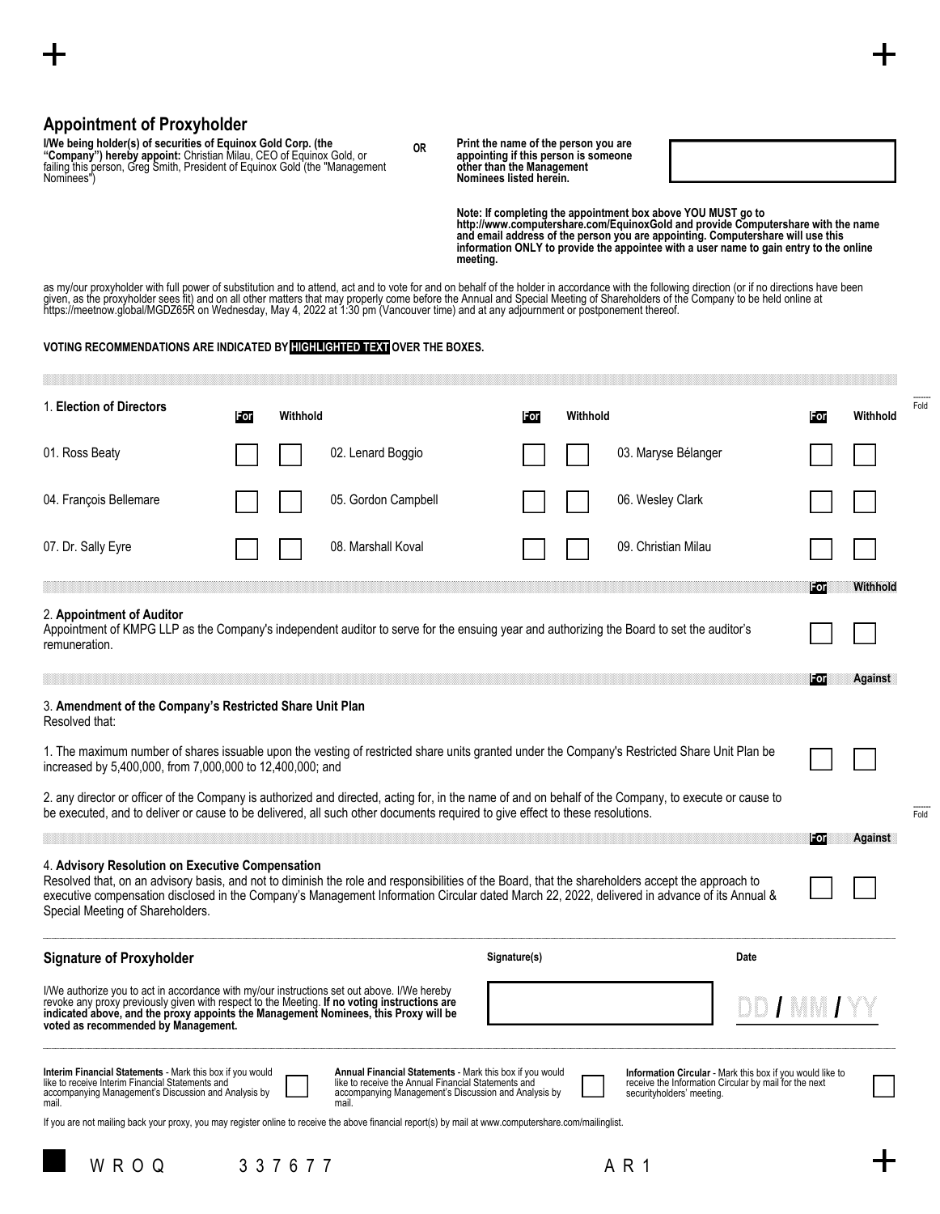## Appointment of Proxyholder

**I/We being holder(s) of securities of Equinox Gold Corp. (the "Company") hereby appoint:** Christian Milau, CEO of Equinox Gold, or failing this person, Greg Smith, President of Equinox Gold (the "Management Nominees")

**OR**

**Print the name of the person you are appointing if this person is someone other than the Management Nominees listed herein.**

**Note: If completing the appointment box above YOU MUST go to http://www.computershare.com/EquinoxGold and provide Computershare with the name and email address of the person you are appointing. Computershare will use this information ONLY to provide the appointee with a user name to gain entry to the online meeting.**

as my/our proxyholder with full power of substitution and to attend, act and to vote for and on behalf of the holder in accordance with the following direction (or if no directions have been given, as the proxyholder sees fit) and on all other matters that may properly come before the Annual and Special Meeting of Shareholders of the Company to be held online at https://meetnow.global/MGDZ65R on Wednesday, May 4, 2022 at 1:30 pm (Vancouver time) and at any adjournment or postponement thereof.

**VOTING RECOMMENDATIONS ARE INDICATED BY HIGHLIGHTED TEXT OVER THE BOXES.**

### 1. Election of Directors

| | For | Withhold | | For | Withhold | | For | Withhold |
|---|---|---|---|---|---|---|---|---|
| 01. Ross Beaty | ☐ | ☐ | 02. Lenard Boggio | ☐ | ☐ | 03. Maryse Bélanger | ☐ | ☐ |
| 04. François Bellemare | ☐ | ☐ | 05. Gordon Campbell | ☐ | ☐ | 06. Wesley Clark | ☐ | ☐ |
| 07. Dr. Sally Eyre | ☐ | ☐ | 08. Marshall Koval | ☐ | ☐ | 09. Christian Milau | ☐ | ☐ |

### 2. Appointment of Auditor

Appointment of KMPG LLP as the Company's independent auditor to serve for the ensuing year and authorizing the Board to set the auditor's remuneration.

For ☐ Withhold ☐

### 3. Amendment of the Company's Restricted Share Unit Plan

Resolved that:

1. The maximum number of shares issuable upon the vesting of restricted share units granted under the Company's Restricted Share Unit Plan be increased by 5,400,000, from 7,000,000 to 12,400,000; and

2. any director or officer of the Company is authorized and directed, acting for, in the name of and on behalf of the Company, to execute or cause to be executed, and to deliver or cause to be delivered, all such other documents required to give effect to these resolutions.

For ☐ Against ☐

### 4. Advisory Resolution on Executive Compensation

Resolved that, on an advisory basis, and not to diminish the role and responsibilities of the Board, that the shareholders accept the approach to executive compensation disclosed in the Company's Management Information Circular dated March 22, 2022, delivered in advance of its Annual & Special Meeting of Shareholders.

For ☐ Against ☐

## Signature of Proxyholder

I/We authorize you to act in accordance with my/our instructions set out above. I/We hereby revoke any proxy previously given with respect to the Meeting. **If no voting instructions are indicated above, and the proxy appoints the Management Nominees, this Proxy will be voted as recommended by Management.**

Signature(s)

Date

DD / MM / YY

**Interim Financial Statements** - Mark this box if you would like to receive Interim Financial Statements and accompanying Management's Discussion and Analysis by mail. ☐

**Annual Financial Statements** - Mark this box if you would like to receive the Annual Financial Statements and accompanying Management's Discussion and Analysis by mail. ☐

**Information Circular** - Mark this box if you would like to receive the Information Circular by mail for the next securityholders' meeting. ☐

If you are not mailing back your proxy, you may register online to receive the above financial report(s) by mail at www.computershare.com/mailinglist.

W R O Q 3 3 7 6 7 7 A R 1